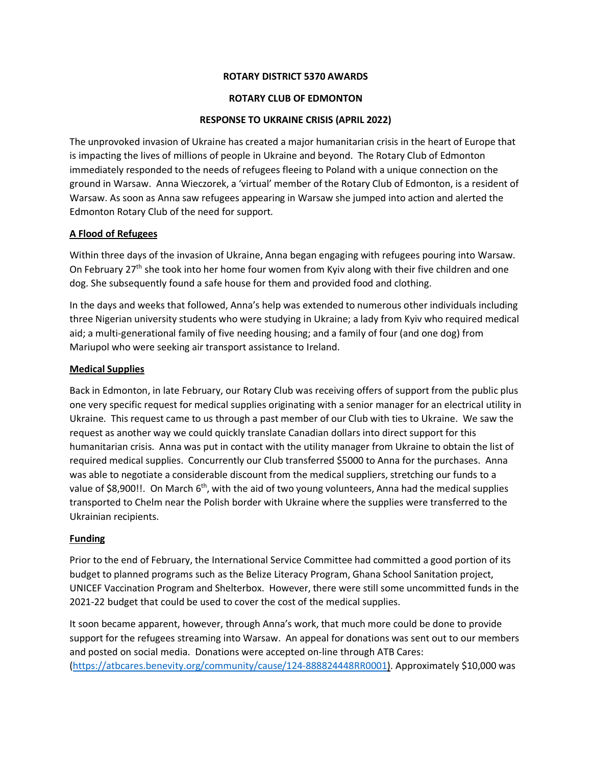**ROTARY DISTRICT 5370 AWARDS**

**ROTARY CLUB OF EDMONTON**

**RESPONSE TO UKRAINE CRISIS (APRIL 2022)**

The unprovoked invasion of Ukraine has created a major humanitarian crisis in the heart of Europe that is impacting the lives of millions of people in Ukraine and beyond. The Rotary Club of Edmonton immediately responded to the needs of refugees fleeing to Poland with a unique connection on the ground in Warsaw. Anna Wieczorek, a 'virtual' member of the Rotary Club of Edmonton, is a resident of Warsaw. As soon as Anna saw refugees appearing in Warsaw she jumped into action and alerted the Edmonton Rotary Club of the need for support.

**A Flood of Refugees**

Within three days of the invasion of Ukraine, Anna began engaging with refugees pouring into Warsaw. On February 27th she took into her home four women from Kyiv along with their five children and one dog. She subsequently found a safe house for them and provided food and clothing.

In the days and weeks that followed, Anna's help was extended to numerous other individuals including three Nigerian university students who were studying in Ukraine; a lady from Kyiv who required medical aid; a multi-generational family of five needing housing; and a family of four (and one dog) from Mariupol who were seeking air transport assistance to Ireland.

**Medical Supplies**

Back in Edmonton, in late February, our Rotary Club was receiving offers of support from the public plus one very specific request for medical supplies originating with a senior manager for an electrical utility in Ukraine. This request came to us through a past member of our Club with ties to Ukraine. We saw the request as another way we could quickly translate Canadian dollars into direct support for this humanitarian crisis. Anna was put in contact with the utility manager from Ukraine to obtain the list of required medical supplies. Concurrently our Club transferred $5000 to Anna for the purchases. Anna was able to negotiate a considerable discount from the medical suppliers, stretching our funds to a value of $8,900!!. On March 6th, with the aid of two young volunteers, Anna had the medical supplies transported to Chelm near the Polish border with Ukraine where the supplies were transferred to the Ukrainian recipients.

**Funding**

Prior to the end of February, the International Service Committee had committed a good portion of its budget to planned programs such as the Belize Literacy Program, Ghana School Sanitation project, UNICEF Vaccination Program and Shelterbox. However, there were still some uncommitted funds in the 2021-22 budget that could be used to cover the cost of the medical supplies.

It soon became apparent, however, through Anna's work, that much more could be done to provide support for the refugees streaming into Warsaw. An appeal for donations was sent out to our members and posted on social media. Donations were accepted on-line through ATB Cares: (https://atbcares.benevity.org/community/cause/124-888824448RR0001). Approximately $10,000 was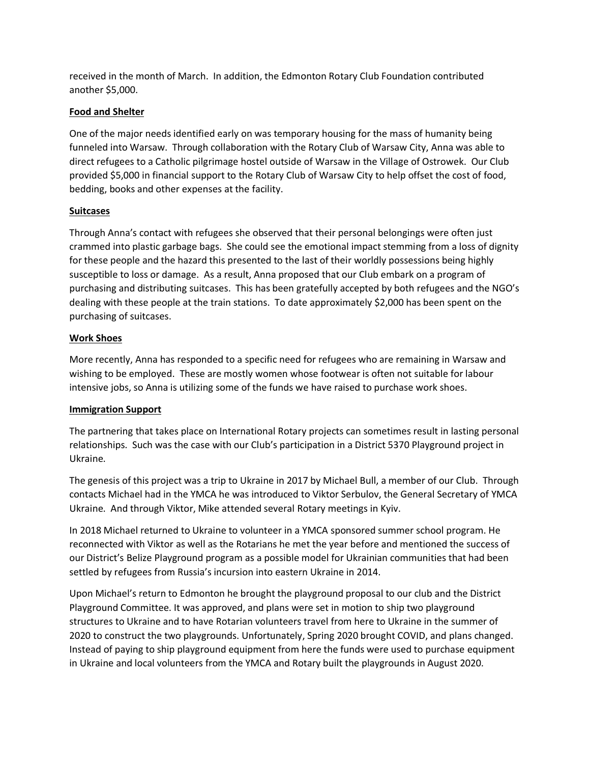received in the month of March. In addition, the Edmonton Rotary Club Foundation contributed another $5,000.

**Food and Shelter**

One of the major needs identified early on was temporary housing for the mass of humanity being funneled into Warsaw. Through collaboration with the Rotary Club of Warsaw City, Anna was able to direct refugees to a Catholic pilgrimage hostel outside of Warsaw in the Village of Ostrowek. Our Club provided $5,000 in financial support to the Rotary Club of Warsaw City to help offset the cost of food, bedding, books and other expenses at the facility.

**Suitcases**

Through Anna's contact with refugees she observed that their personal belongings were often just crammed into plastic garbage bags. She could see the emotional impact stemming from a loss of dignity for these people and the hazard this presented to the last of their worldly possessions being highly susceptible to loss or damage. As a result, Anna proposed that our Club embark on a program of purchasing and distributing suitcases. This has been gratefully accepted by both refugees and the NGO's dealing with these people at the train stations. To date approximately $2,000 has been spent on the purchasing of suitcases.

**Work Shoes**

More recently, Anna has responded to a specific need for refugees who are remaining in Warsaw and wishing to be employed. These are mostly women whose footwear is often not suitable for labour intensive jobs, so Anna is utilizing some of the funds we have raised to purchase work shoes.

**Immigration Support**

The partnering that takes place on International Rotary projects can sometimes result in lasting personal relationships. Such was the case with our Club's participation in a District 5370 Playground project in Ukraine.

The genesis of this project was a trip to Ukraine in 2017 by Michael Bull, a member of our Club. Through contacts Michael had in the YMCA he was introduced to Viktor Serbulov, the General Secretary of YMCA Ukraine. And through Viktor, Mike attended several Rotary meetings in Kyiv.

In 2018 Michael returned to Ukraine to volunteer in a YMCA sponsored summer school program. He reconnected with Viktor as well as the Rotarians he met the year before and mentioned the success of our District's Belize Playground program as a possible model for Ukrainian communities that had been settled by refugees from Russia's incursion into eastern Ukraine in 2014.

Upon Michael's return to Edmonton he brought the playground proposal to our club and the District Playground Committee. It was approved, and plans were set in motion to ship two playground structures to Ukraine and to have Rotarian volunteers travel from here to Ukraine in the summer of 2020 to construct the two playgrounds. Unfortunately, Spring 2020 brought COVID, and plans changed. Instead of paying to ship playground equipment from here the funds were used to purchase equipment in Ukraine and local volunteers from the YMCA and Rotary built the playgrounds in August 2020.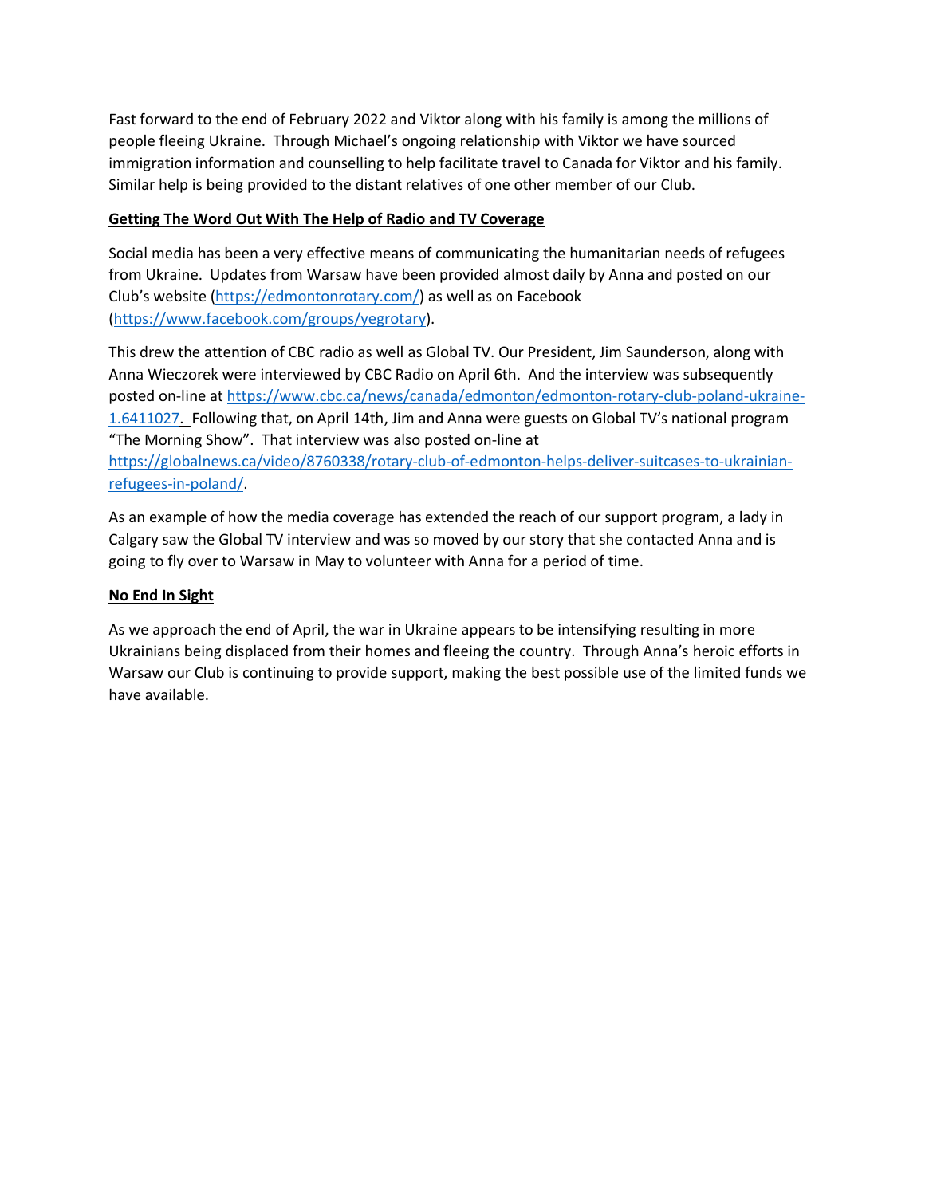Fast forward to the end of February 2022 and Viktor along with his family is among the millions of people fleeing Ukraine. Through Michael's ongoing relationship with Viktor we have sourced immigration information and counselling to help facilitate travel to Canada for Viktor and his family. Similar help is being provided to the distant relatives of one other member of our Club.

**Getting The Word Out With The Help of Radio and TV Coverage**

Social media has been a very effective means of communicating the humanitarian needs of refugees from Ukraine. Updates from Warsaw have been provided almost daily by Anna and posted on our Club's website (https://edmontonrotary.com/) as well as on Facebook (https://www.facebook.com/groups/yegrotary).

This drew the attention of CBC radio as well as Global TV. Our President, Jim Saunderson, along with Anna Wieczorek were interviewed by CBC Radio on April 6th. And the interview was subsequently posted on-line at https://www.cbc.ca/news/canada/edmonton/edmonton-rotary-club-poland-ukraine-1.6411027. Following that, on April 14th, Jim and Anna were guests on Global TV's national program "The Morning Show". That interview was also posted on-line at https://globalnews.ca/video/8760338/rotary-club-of-edmonton-helps-deliver-suitcases-to-ukrainian-refugees-in-poland/.

As an example of how the media coverage has extended the reach of our support program, a lady in Calgary saw the Global TV interview and was so moved by our story that she contacted Anna and is going to fly over to Warsaw in May to volunteer with Anna for a period of time.

**No End In Sight**

As we approach the end of April, the war in Ukraine appears to be intensifying resulting in more Ukrainians being displaced from their homes and fleeing the country. Through Anna's heroic efforts in Warsaw our Club is continuing to provide support, making the best possible use of the limited funds we have available.